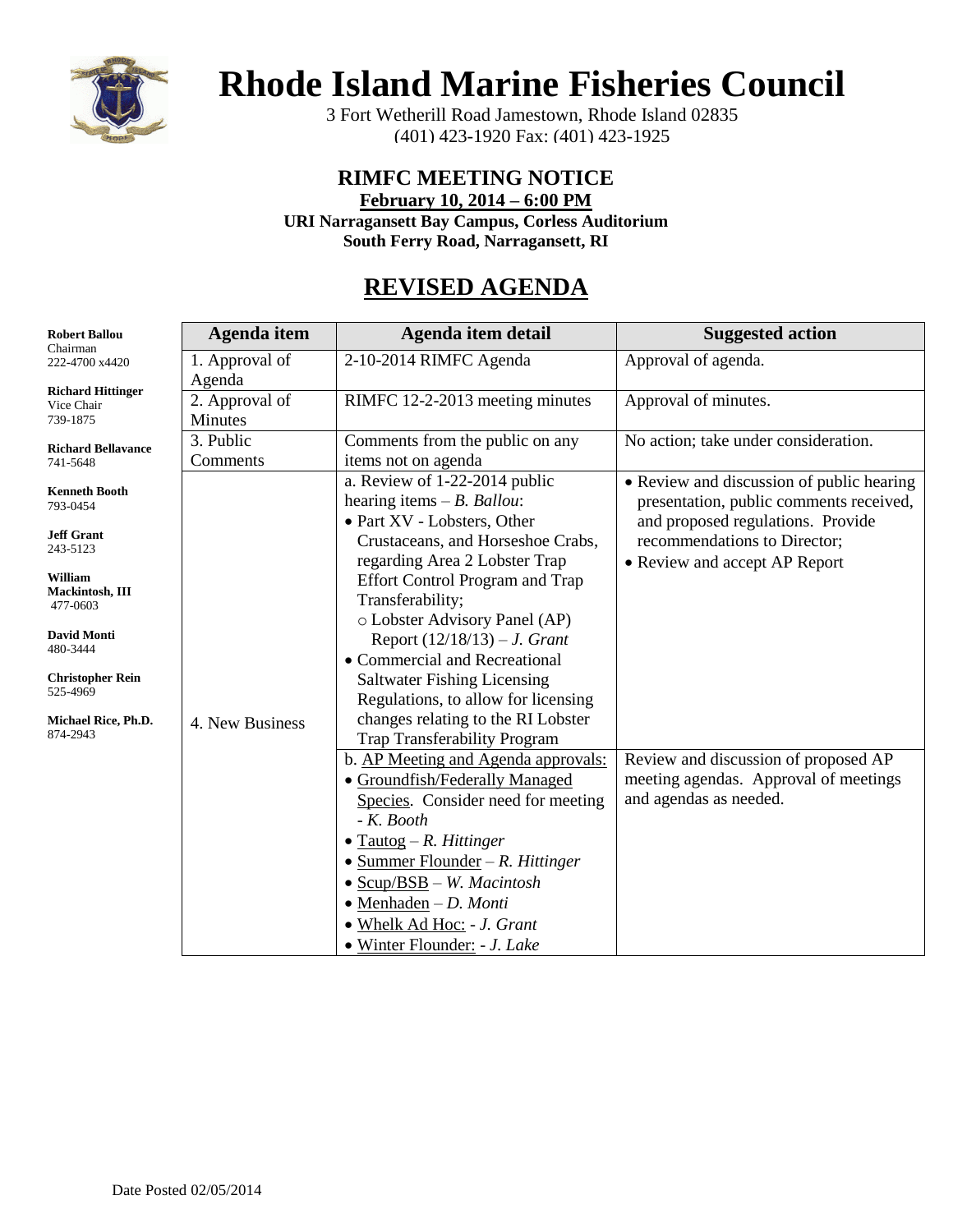# Rhode Island Marine Fisheries Council

3 Fort Wetherill Road Jamestown, Rhode Island 02835
(401) 423-1920 Fax: (401) 423-1925

## RIMFC MEETING NOTICE

**February 10, 2014 – 6:00 PM**
**URI Narragansett Bay Campus, Corless Auditorium**
**South Ferry Road, Narragansett, RI**

## REVISED AGENDA

**Robert Ballou**
Chairman
222-4700 x4420

**Richard Hittinger**
Vice Chair
739-1875

**Richard Bellavance**
741-5648

**Kenneth Booth**
793-0454

**Jeff Grant**
243-5123

**William Mackintosh, III**
477-0603

**David Monti**
480-3444

**Christopher Rein**
525-4969

**Michael Rice, Ph.D.**
874-2943

| Agenda item | Agenda item detail | Suggested action |
|---|---|---|
| 1. Approval of Agenda | 2-10-2014 RIMFC Agenda | Approval of agenda. |
| 2. Approval of Minutes | RIMFC 12-2-2013 meeting minutes | Approval of minutes. |
| 3. Public Comments | Comments from the public on any items not on agenda | No action; take under consideration. |
| 4. New Business | a. Review of 1-22-2014 public hearing items – *B. Ballou*: <br>• Part XV - Lobsters, Other Crustaceans, and Horseshoe Crabs, regarding Area 2 Lobster Trap Effort Control Program and Trap Transferability; <br>○ Lobster Advisory Panel (AP) Report (12/18/13) – *J. Grant* <br>• Commercial and Recreational Saltwater Fishing Licensing Regulations, to allow for licensing changes relating to the RI Lobster Trap Transferability Program | • Review and discussion of public hearing presentation, public comments received, and proposed regulations. Provide recommendations to Director; <br>• Review and accept AP Report |
| | b. AP Meeting and Agenda approvals: <br>• Groundfish/Federally Managed Species. Consider need for meeting - *K. Booth* <br>• Tautog – *R. Hittinger* <br>• Summer Flounder – *R. Hittinger* <br>• Scup/BSB – *W. Macintosh* <br>• Menhaden – *D. Monti* <br>• Whelk Ad Hoc: - *J. Grant* <br>• Winter Flounder: - *J. Lake* | Review and discussion of proposed AP meeting agendas. Approval of meetings and agendas as needed. |

Date Posted 02/05/2014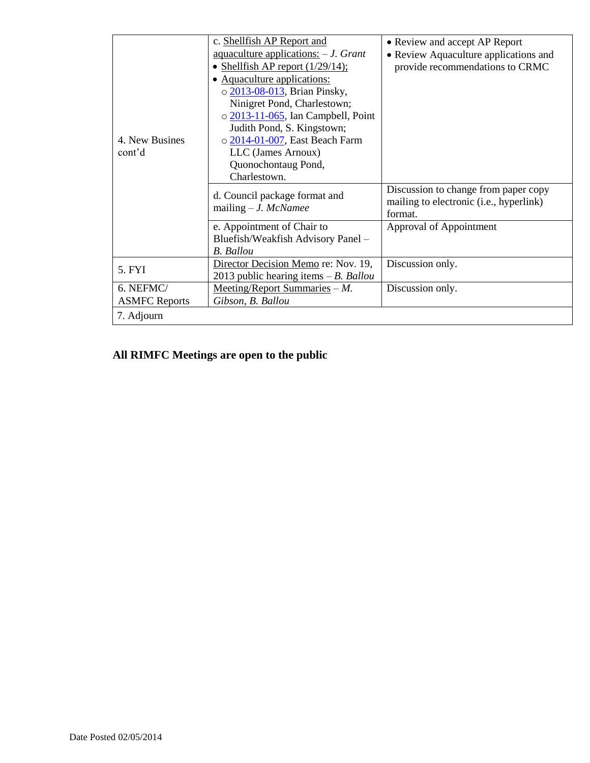| | | |
|---|---|---|
| 4. New Busines cont'd | c. Shellfish AP Report and aquaculture applications: – *J. Grant*<br>• Shellfish AP report (1/29/14);<br>• Aquaculture applications:<br>○ 2013-08-013, Brian Pinsky, Ninigret Pond, Charlestown;<br>○ 2013-11-065, Ian Campbell, Point Judith Pond, S. Kingstown;<br>○ 2014-01-007, East Beach Farm LLC (James Arnoux) Quonochontaug Pond, Charlestown. | • Review and accept AP Report<br>• Review Aquaculture applications and provide recommendations to CRMC |
| | d. Council package format and mailing – *J. McNamee* | Discussion to change from paper copy mailing to electronic (i.e., hyperlink) format. |
| | e. Appointment of Chair to Bluefish/Weakfish Advisory Panel – *B. Ballou* | Approval of Appointment |
| 5. FYI | Director Decision Memo re: Nov. 19, 2013 public hearing items – *B. Ballou* | Discussion only. |
| 6. NEFMC/ ASMFC Reports | Meeting/Report Summaries – *M. Gibson, B. Ballou* | Discussion only. |
| 7. Adjourn | | |

**All RIMFC Meetings are open to the public**

Date Posted 02/05/2014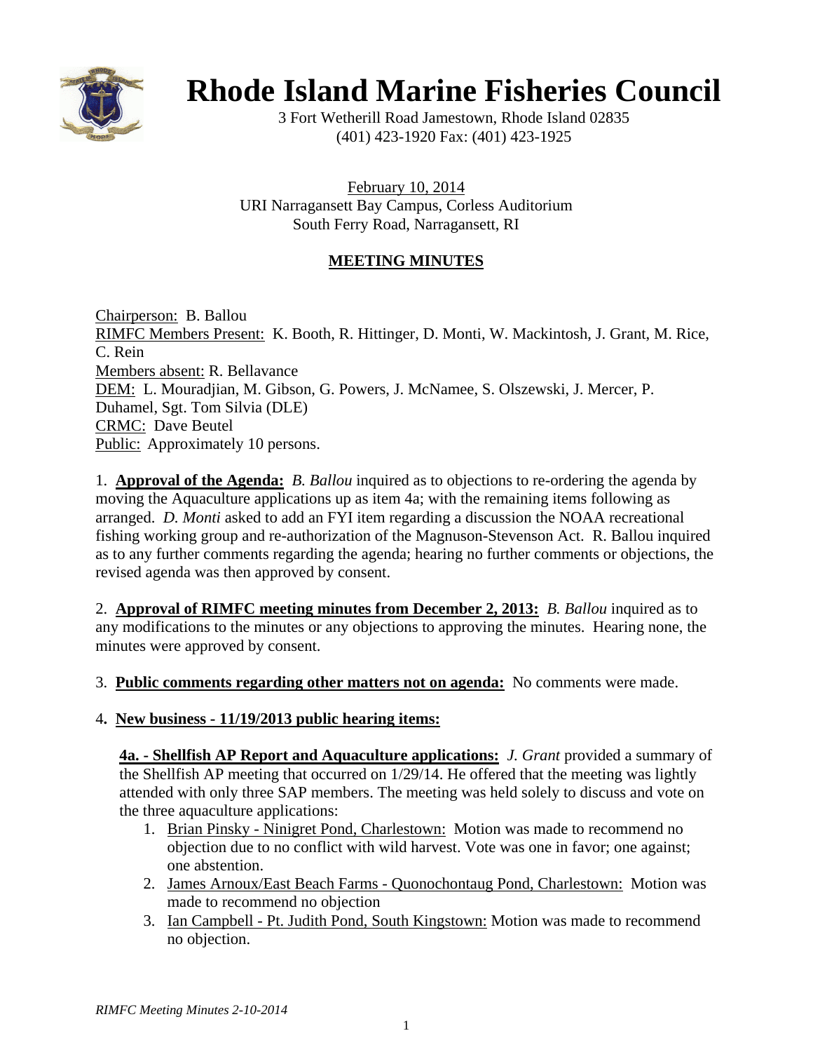# Rhode Island Marine Fisheries Council

3 Fort Wetherill Road Jamestown, Rhode Island 02835
(401) 423-1920 Fax: (401) 423-1925

February 10, 2014
URI Narragansett Bay Campus, Corless Auditorium
South Ferry Road, Narragansett, RI

## MEETING MINUTES

Chairperson: B. Ballou
RIMFC Members Present: K. Booth, R. Hittinger, D. Monti, W. Mackintosh, J. Grant, M. Rice, C. Rein
Members absent: R. Bellavance
DEM: L. Mouradjian, M. Gibson, G. Powers, J. McNamee, S. Olszewski, J. Mercer, P. Duhamel, Sgt. Tom Silvia (DLE)
CRMC: Dave Beutel
Public: Approximately 10 persons.

1. **Approval of the Agenda:** *B. Ballou* inquired as to objections to re-ordering the agenda by moving the Aquaculture applications up as item 4a; with the remaining items following as arranged. *D. Monti* asked to add an FYI item regarding a discussion the NOAA recreational fishing working group and re-authorization of the Magnuson-Stevenson Act. R. Ballou inquired as to any further comments regarding the agenda; hearing no further comments or objections, the revised agenda was then approved by consent.

2. **Approval of RIMFC meeting minutes from December 2, 2013:** *B. Ballou* inquired as to any modifications to the minutes or any objections to approving the minutes. Hearing none, the minutes were approved by consent.

3. **Public comments regarding other matters not on agenda:** No comments were made.

4. **New business - 11/19/2013 public hearing items:**

**4a. - Shellfish AP Report and Aquaculture applications:** *J. Grant* provided a summary of the Shellfish AP meeting that occurred on 1/29/14. He offered that the meeting was lightly attended with only three SAP members. The meeting was held solely to discuss and vote on the three aquaculture applications:

1. Brian Pinsky - Ninigret Pond, Charlestown: Motion was made to recommend no objection due to no conflict with wild harvest. Vote was one in favor; one against; one abstention.
2. James Arnoux/East Beach Farms - Quonochontaug Pond, Charlestown: Motion was made to recommend no objection
3. Ian Campbell - Pt. Judith Pond, South Kingstown: Motion was made to recommend no objection.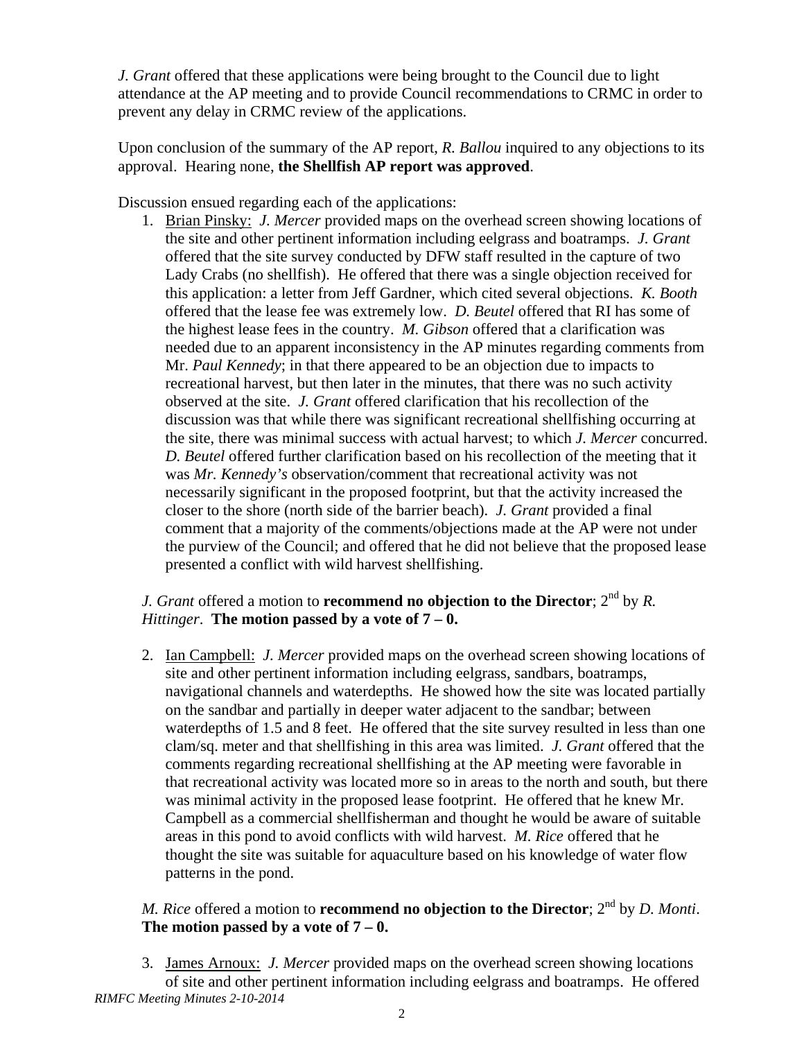*J. Grant* offered that these applications were being brought to the Council due to light attendance at the AP meeting and to provide Council recommendations to CRMC in order to prevent any delay in CRMC review of the applications.

Upon conclusion of the summary of the AP report, *R. Ballou* inquired to any objections to its approval. Hearing none, **the Shellfish AP report was approved**.

Discussion ensued regarding each of the applications:

1. Brian Pinsky: *J. Mercer* provided maps on the overhead screen showing locations of the site and other pertinent information including eelgrass and boatramps. *J. Grant* offered that the site survey conducted by DFW staff resulted in the capture of two Lady Crabs (no shellfish). He offered that there was a single objection received for this application: a letter from Jeff Gardner, which cited several objections. *K. Booth* offered that the lease fee was extremely low. *D. Beutel* offered that RI has some of the highest lease fees in the country. *M. Gibson* offered that a clarification was needed due to an apparent inconsistency in the AP minutes regarding comments from Mr. *Paul Kennedy*; in that there appeared to be an objection due to impacts to recreational harvest, but then later in the minutes, that there was no such activity observed at the site. *J. Grant* offered clarification that his recollection of the discussion was that while there was significant recreational shellfishing occurring at the site, there was minimal success with actual harvest; to which *J. Mercer* concurred. *D. Beutel* offered further clarification based on his recollection of the meeting that it was *Mr. Kennedy's* observation/comment that recreational activity was not necessarily significant in the proposed footprint, but that the activity increased the closer to the shore (north side of the barrier beach). *J. Grant* provided a final comment that a majority of the comments/objections made at the AP were not under the purview of the Council; and offered that he did not believe that the proposed lease presented a conflict with wild harvest shellfishing.

   *J. Grant* offered a motion to **recommend no objection to the Director**; 2nd by *R. Hittinger*. **The motion passed by a vote of 7 – 0.**

2. Ian Campbell: *J. Mercer* provided maps on the overhead screen showing locations of site and other pertinent information including eelgrass, sandbars, boatramps, navigational channels and waterdepths. He showed how the site was located partially on the sandbar and partially in deeper water adjacent to the sandbar; between waterdepths of 1.5 and 8 feet. He offered that the site survey resulted in less than one clam/sq. meter and that shellfishing in this area was limited. *J. Grant* offered that the comments regarding recreational shellfishing at the AP meeting were favorable in that recreational activity was located more so in areas to the north and south, but there was minimal activity in the proposed lease footprint. He offered that he knew Mr. Campbell as a commercial shellfisherman and thought he would be aware of suitable areas in this pond to avoid conflicts with wild harvest. *M. Rice* offered that he thought the site was suitable for aquaculture based on his knowledge of water flow patterns in the pond.

   *M. Rice* offered a motion to **recommend no objection to the Director**; 2nd by *D. Monti*. **The motion passed by a vote of 7 – 0.**

3. James Arnoux: *J. Mercer* provided maps on the overhead screen showing locations of site and other pertinent information including eelgrass and boatramps. He offered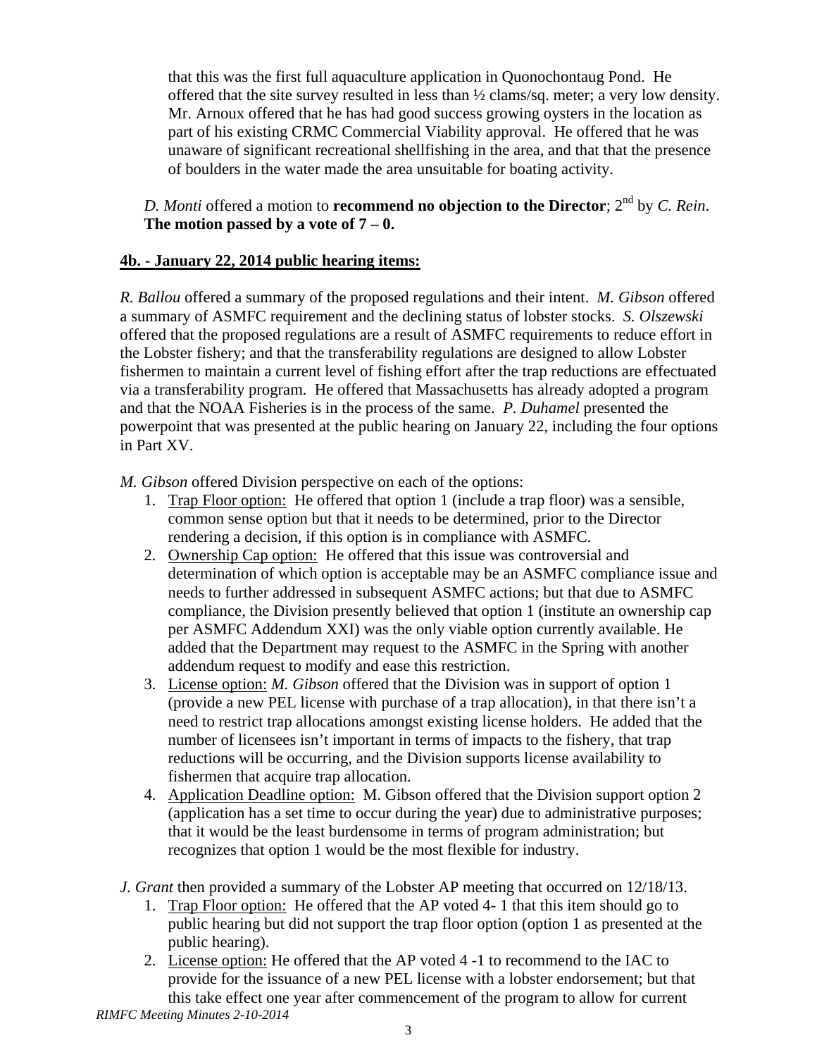that this was the first full aquaculture application in Quonochontaug Pond. He offered that the site survey resulted in less than ½ clams/sq. meter; a very low density. Mr. Arnoux offered that he has had good success growing oysters in the location as part of his existing CRMC Commercial Viability approval. He offered that he was unaware of significant recreational shellfishing in the area, and that that the presence of boulders in the water made the area unsuitable for boating activity.

*D. Monti* offered a motion to **recommend no objection to the Director**; 2nd by *C. Rein*. **The motion passed by a vote of 7 – 0.**

**4b. - January 22, 2014 public hearing items:**

*R. Ballou* offered a summary of the proposed regulations and their intent. *M. Gibson* offered a summary of ASMFC requirement and the declining status of lobster stocks. *S. Olszewski* offered that the proposed regulations are a result of ASMFC requirements to reduce effort in the Lobster fishery; and that the transferability regulations are designed to allow Lobster fishermen to maintain a current level of fishing effort after the trap reductions are effectuated via a transferability program. He offered that Massachusetts has already adopted a program and that the NOAA Fisheries is in the process of the same. *P. Duhamel* presented the powerpoint that was presented at the public hearing on January 22, including the four options in Part XV.

*M. Gibson* offered Division perspective on each of the options:

1. Trap Floor option: He offered that option 1 (include a trap floor) was a sensible, common sense option but that it needs to be determined, prior to the Director rendering a decision, if this option is in compliance with ASMFC.
2. Ownership Cap option: He offered that this issue was controversial and determination of which option is acceptable may be an ASMFC compliance issue and needs to further addressed in subsequent ASMFC actions; but that due to ASMFC compliance, the Division presently believed that option 1 (institute an ownership cap per ASMFC Addendum XXI) was the only viable option currently available. He added that the Department may request to the ASMFC in the Spring with another addendum request to modify and ease this restriction.
3. License option: *M. Gibson* offered that the Division was in support of option 1 (provide a new PEL license with purchase of a trap allocation), in that there isn't a need to restrict trap allocations amongst existing license holders. He added that the number of licensees isn't important in terms of impacts to the fishery, that trap reductions will be occurring, and the Division supports license availability to fishermen that acquire trap allocation.
4. Application Deadline option: M. Gibson offered that the Division support option 2 (application has a set time to occur during the year) due to administrative purposes; that it would be the least burdensome in terms of program administration; but recognizes that option 1 would be the most flexible for industry.

*J. Grant* then provided a summary of the Lobster AP meeting that occurred on 12/18/13.

1. Trap Floor option: He offered that the AP voted 4- 1 that this item should go to public hearing but did not support the trap floor option (option 1 as presented at the public hearing).
2. License option: He offered that the AP voted 4 -1 to recommend to the IAC to provide for the issuance of a new PEL license with a lobster endorsement; but that this take effect one year after commencement of the program to allow for current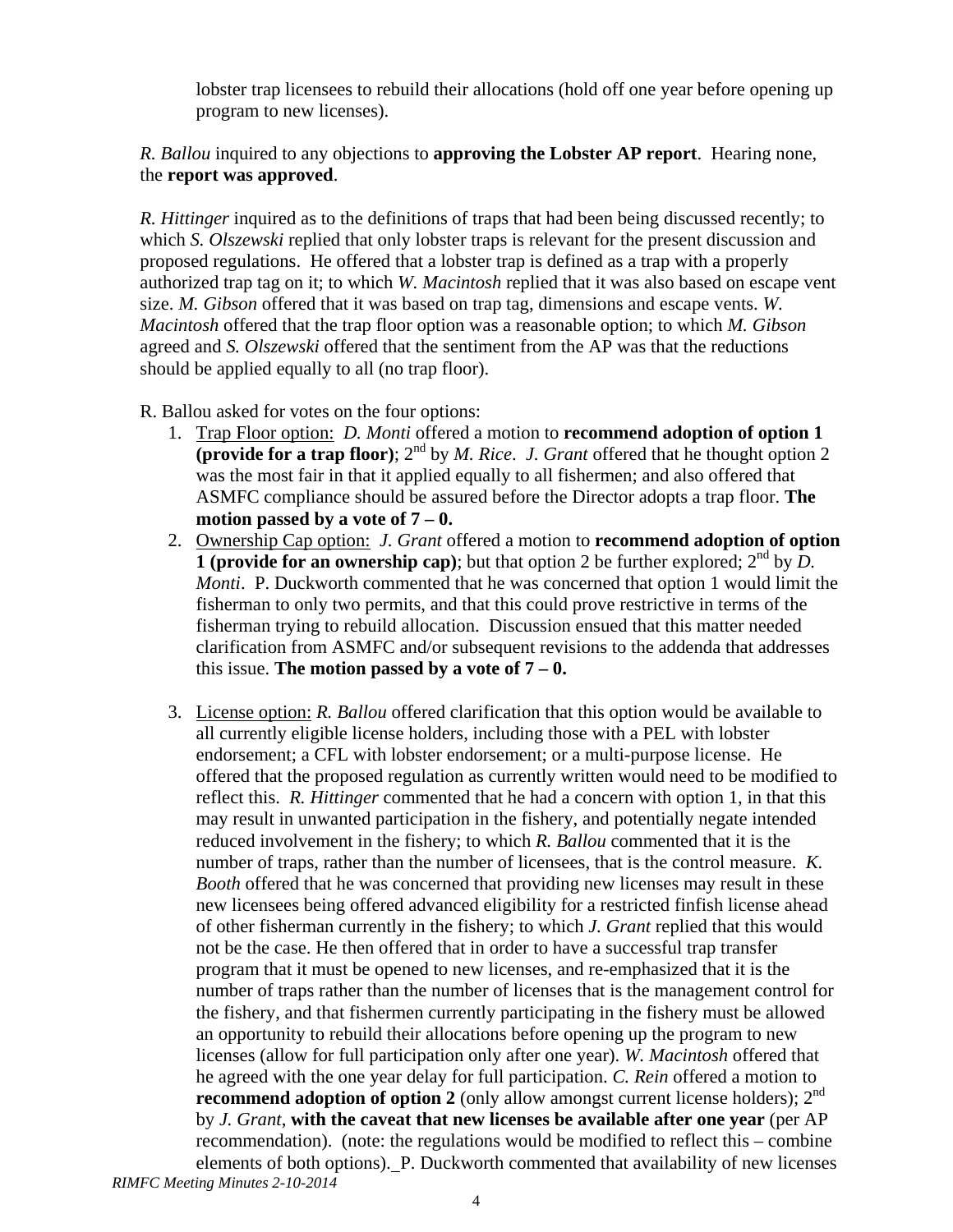lobster trap licensees to rebuild their allocations (hold off one year before opening up program to new licenses).

*R. Ballou* inquired to any objections to **approving the Lobster AP report**. Hearing none, the **report was approved**.

*R. Hittinger* inquired as to the definitions of traps that had been being discussed recently; to which *S. Olszewski* replied that only lobster traps is relevant for the present discussion and proposed regulations. He offered that a lobster trap is defined as a trap with a properly authorized trap tag on it; to which *W. Macintosh* replied that it was also based on escape vent size. *M. Gibson* offered that it was based on trap tag, dimensions and escape vents. *W. Macintosh* offered that the trap floor option was a reasonable option; to which *M. Gibson* agreed and *S. Olszewski* offered that the sentiment from the AP was that the reductions should be applied equally to all (no trap floor).

R. Ballou asked for votes on the four options:

1. Trap Floor option: *D. Monti* offered a motion to **recommend adoption of option 1 (provide for a trap floor)**; 2nd by *M. Rice*. *J. Grant* offered that he thought option 2 was the most fair in that it applied equally to all fishermen; and also offered that ASMFC compliance should be assured before the Director adopts a trap floor. **The motion passed by a vote of 7 – 0.**
2. Ownership Cap option: *J. Grant* offered a motion to **recommend adoption of option 1 (provide for an ownership cap)**; but that option 2 be further explored; 2nd by *D. Monti*. P. Duckworth commented that he was concerned that option 1 would limit the fisherman to only two permits, and that this could prove restrictive in terms of the fisherman trying to rebuild allocation. Discussion ensued that this matter needed clarification from ASMFC and/or subsequent revisions to the addenda that addresses this issue. **The motion passed by a vote of 7 – 0.**
3. License option: *R. Ballou* offered clarification that this option would be available to all currently eligible license holders, including those with a PEL with lobster endorsement; a CFL with lobster endorsement; or a multi-purpose license. He offered that the proposed regulation as currently written would need to be modified to reflect this. *R. Hittinger* commented that he had a concern with option 1, in that this may result in unwanted participation in the fishery, and potentially negate intended reduced involvement in the fishery; to which *R. Ballou* commented that it is the number of traps, rather than the number of licensees, that is the control measure. *K. Booth* offered that he was concerned that providing new licenses may result in these new licensees being offered advanced eligibility for a restricted finfish license ahead of other fisherman currently in the fishery; to which *J. Grant* replied that this would not be the case. He then offered that in order to have a successful trap transfer program that it must be opened to new licenses, and re-emphasized that it is the number of traps rather than the number of licenses that is the management control for the fishery, and that fishermen currently participating in the fishery must be allowed an opportunity to rebuild their allocations before opening up the program to new licenses (allow for full participation only after one year). *W. Macintosh* offered that he agreed with the one year delay for full participation. *C. Rein* offered a motion to **recommend adoption of option 2** (only allow amongst current license holders); 2nd by *J. Grant*, **with the caveat that new licenses be available after one year** (per AP recommendation). (note: the regulations would be modified to reflect this – combine elements of both options). P. Duckworth commented that availability of new licenses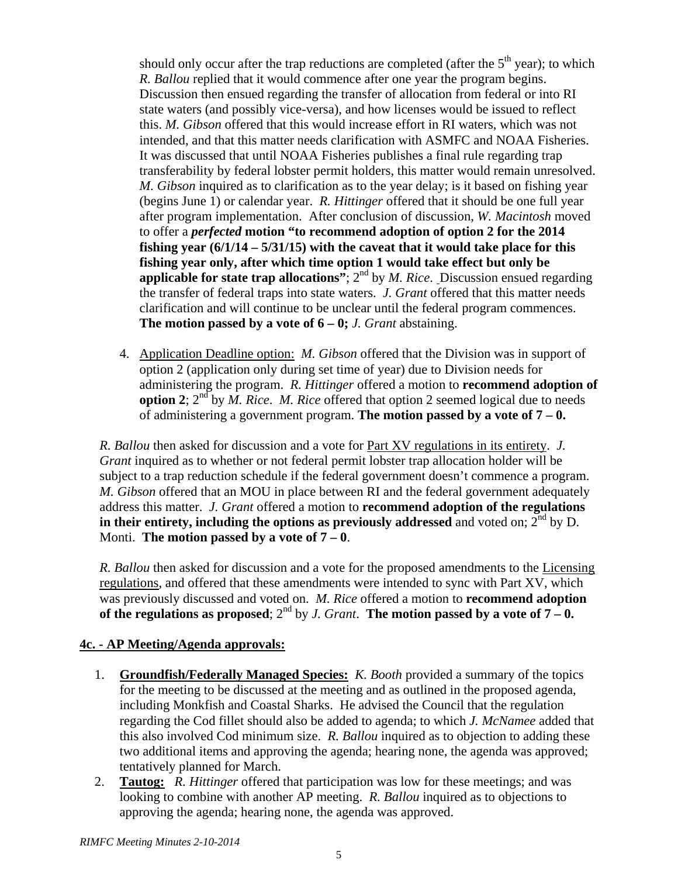should only occur after the trap reductions are completed (after the 5th year); to which *R. Ballou* replied that it would commence after one year the program begins. Discussion then ensued regarding the transfer of allocation from federal or into RI state waters (and possibly vice-versa), and how licenses would be issued to reflect this. *M. Gibson* offered that this would increase effort in RI waters, which was not intended, and that this matter needs clarification with ASMFC and NOAA Fisheries. It was discussed that until NOAA Fisheries publishes a final rule regarding trap transferability by federal lobster permit holders, this matter would remain unresolved. *M. Gibson* inquired as to clarification as to the year delay; is it based on fishing year (begins June 1) or calendar year. *R. Hittinger* offered that it should be one full year after program implementation. After conclusion of discussion, *W. Macintosh* moved to offer a ***perfected*** **motion "to recommend adoption of option 2 for the 2014 fishing year (6/1/14 – 5/31/15) with the caveat that it would take place for this fishing year only, after which time option 1 would take effect but only be applicable for state trap allocations"**; 2nd by *M. Rice*. Discussion ensued regarding the transfer of federal traps into state waters. *J. Grant* offered that this matter needs clarification and will continue to be unclear until the federal program commences. **The motion passed by a vote of 6 – 0;** *J. Grant* abstaining.

4. Application Deadline option: *M. Gibson* offered that the Division was in support of option 2 (application only during set time of year) due to Division needs for administering the program. *R. Hittinger* offered a motion to **recommend adoption of option 2**; 2nd by *M. Rice*. *M. Rice* offered that option 2 seemed logical due to needs of administering a government program. **The motion passed by a vote of 7 – 0.**

*R. Ballou* then asked for discussion and a vote for Part XV regulations in its entirety. *J. Grant* inquired as to whether or not federal permit lobster trap allocation holder will be subject to a trap reduction schedule if the federal government doesn't commence a program. *M. Gibson* offered that an MOU in place between RI and the federal government adequately address this matter. *J. Grant* offered a motion to **recommend adoption of the regulations in their entirety, including the options as previously addressed** and voted on; 2nd by D. Monti. **The motion passed by a vote of 7 – 0**.

*R. Ballou* then asked for discussion and a vote for the proposed amendments to the Licensing regulations, and offered that these amendments were intended to sync with Part XV, which was previously discussed and voted on. *M. Rice* offered a motion to **recommend adoption of the regulations as proposed**; 2nd by *J. Grant*. **The motion passed by a vote of 7 – 0.**

## 4c. - AP Meeting/Agenda approvals:

1. **Groundfish/Federally Managed Species:** *K. Booth* provided a summary of the topics for the meeting to be discussed at the meeting and as outlined in the proposed agenda, including Monkfish and Coastal Sharks. He advised the Council that the regulation regarding the Cod fillet should also be added to agenda; to which *J. McNamee* added that this also involved Cod minimum size. *R. Ballou* inquired as to objection to adding these two additional items and approving the agenda; hearing none, the agenda was approved; tentatively planned for March.
2. **Tautog:** *R. Hittinger* offered that participation was low for these meetings; and was looking to combine with another AP meeting. *R. Ballou* inquired as to objections to approving the agenda; hearing none, the agenda was approved.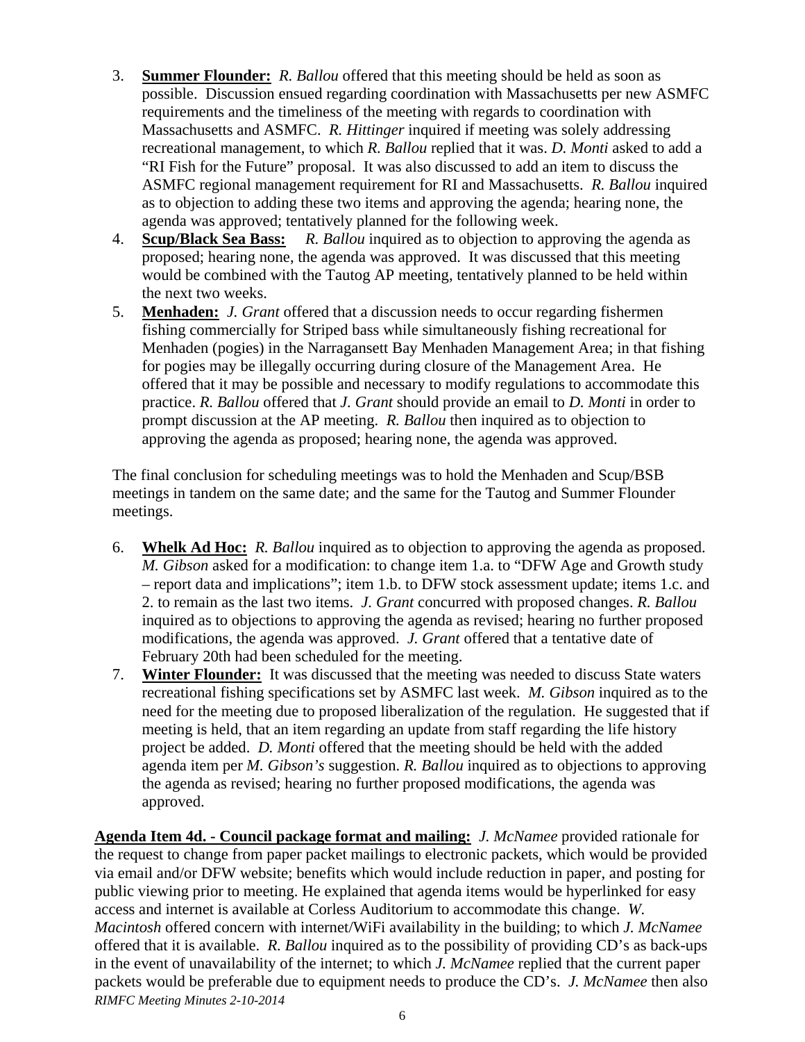3. **Summer Flounder:** *R. Ballou* offered that this meeting should be held as soon as possible. Discussion ensued regarding coordination with Massachusetts per new ASMFC requirements and the timeliness of the meeting with regards to coordination with Massachusetts and ASMFC. *R. Hittinger* inquired if meeting was solely addressing recreational management, to which *R. Ballou* replied that it was. *D. Monti* asked to add a "RI Fish for the Future" proposal. It was also discussed to add an item to discuss the ASMFC regional management requirement for RI and Massachusetts. *R. Ballou* inquired as to objection to adding these two items and approving the agenda; hearing none, the agenda was approved; tentatively planned for the following week.
4. **Scup/Black Sea Bass:** *R. Ballou* inquired as to objection to approving the agenda as proposed; hearing none, the agenda was approved. It was discussed that this meeting would be combined with the Tautog AP meeting, tentatively planned to be held within the next two weeks.
5. **Menhaden:** *J. Grant* offered that a discussion needs to occur regarding fishermen fishing commercially for Striped bass while simultaneously fishing recreational for Menhaden (pogies) in the Narragansett Bay Menhaden Management Area; in that fishing for pogies may be illegally occurring during closure of the Management Area. He offered that it may be possible and necessary to modify regulations to accommodate this practice. *R. Ballou* offered that *J. Grant* should provide an email to *D. Monti* in order to prompt discussion at the AP meeting. *R. Ballou* then inquired as to objection to approving the agenda as proposed; hearing none, the agenda was approved.

The final conclusion for scheduling meetings was to hold the Menhaden and Scup/BSB meetings in tandem on the same date; and the same for the Tautog and Summer Flounder meetings.

6. **Whelk Ad Hoc:** *R. Ballou* inquired as to objection to approving the agenda as proposed. *M. Gibson* asked for a modification: to change item 1.a. to "DFW Age and Growth study – report data and implications"; item 1.b. to DFW stock assessment update; items 1.c. and 2. to remain as the last two items. *J. Grant* concurred with proposed changes. *R. Ballou* inquired as to objections to approving the agenda as revised; hearing no further proposed modifications, the agenda was approved. *J. Grant* offered that a tentative date of February 20th had been scheduled for the meeting.
7. **Winter Flounder:** It was discussed that the meeting was needed to discuss State waters recreational fishing specifications set by ASMFC last week. *M. Gibson* inquired as to the need for the meeting due to proposed liberalization of the regulation. He suggested that if meeting is held, that an item regarding an update from staff regarding the life history project be added. *D. Monti* offered that the meeting should be held with the added agenda item per *M. Gibson's* suggestion. *R. Ballou* inquired as to objections to approving the agenda as revised; hearing no further proposed modifications, the agenda was approved.

**Agenda Item 4d. - Council package format and mailing:** *J. McNamee* provided rationale for the request to change from paper packet mailings to electronic packets, which would be provided via email and/or DFW website; benefits which would include reduction in paper, and posting for public viewing prior to meeting. He explained that agenda items would be hyperlinked for easy access and internet is available at Corless Auditorium to accommodate this change. *W. Macintosh* offered concern with internet/WiFi availability in the building; to which *J. McNamee* offered that it is available. *R. Ballou* inquired as to the possibility of providing CD's as back-ups in the event of unavailability of the internet; to which *J. McNamee* replied that the current paper packets would be preferable due to equipment needs to produce the CD's. *J. McNamee* then also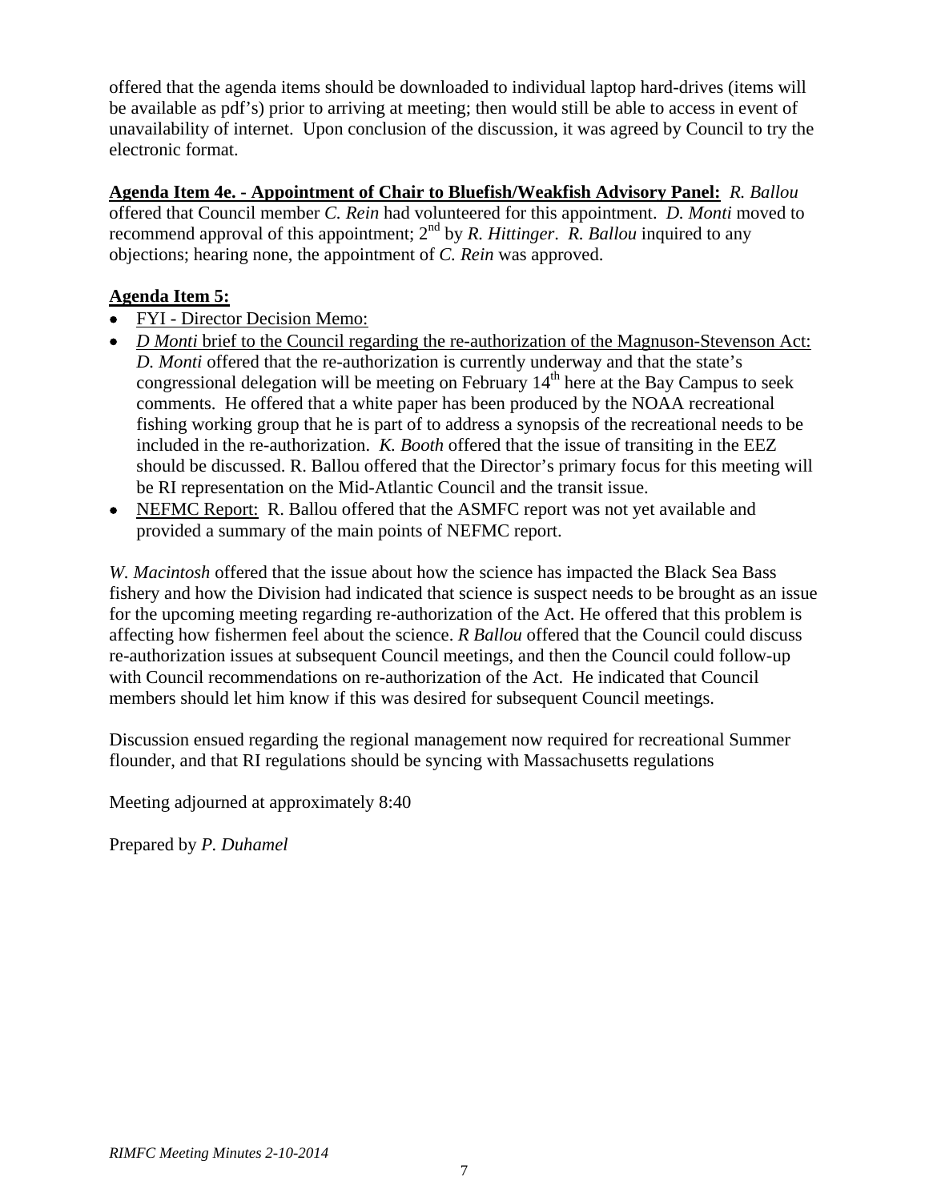offered that the agenda items should be downloaded to individual laptop hard-drives (items will be available as pdf's) prior to arriving at meeting; then would still be able to access in event of unavailability of internet. Upon conclusion of the discussion, it was agreed by Council to try the electronic format.

**Agenda Item 4e. - Appointment of Chair to Bluefish/Weakfish Advisory Panel:** *R. Ballou* offered that Council member *C. Rein* had volunteered for this appointment. *D. Monti* moved to recommend approval of this appointment; 2nd by *R. Hittinger*. *R. Ballou* inquired to any objections; hearing none, the appointment of *C. Rein* was approved.

**Agenda Item 5:**

- FYI - Director Decision Memo:
- *D Monti* brief to the Council regarding the re-authorization of the Magnuson-Stevenson Act: *D. Monti* offered that the re-authorization is currently underway and that the state's congressional delegation will be meeting on February 14th here at the Bay Campus to seek comments. He offered that a white paper has been produced by the NOAA recreational fishing working group that he is part of to address a synopsis of the recreational needs to be included in the re-authorization. *K. Booth* offered that the issue of transiting in the EEZ should be discussed. R. Ballou offered that the Director's primary focus for this meeting will be RI representation on the Mid-Atlantic Council and the transit issue.
- NEFMC Report: R. Ballou offered that the ASMFC report was not yet available and provided a summary of the main points of NEFMC report.

*W. Macintosh* offered that the issue about how the science has impacted the Black Sea Bass fishery and how the Division had indicated that science is suspect needs to be brought as an issue for the upcoming meeting regarding re-authorization of the Act. He offered that this problem is affecting how fishermen feel about the science. *R Ballou* offered that the Council could discuss re-authorization issues at subsequent Council meetings, and then the Council could follow-up with Council recommendations on re-authorization of the Act. He indicated that Council members should let him know if this was desired for subsequent Council meetings.

Discussion ensued regarding the regional management now required for recreational Summer flounder, and that RI regulations should be syncing with Massachusetts regulations

Meeting adjourned at approximately 8:40

Prepared by *P. Duhamel*